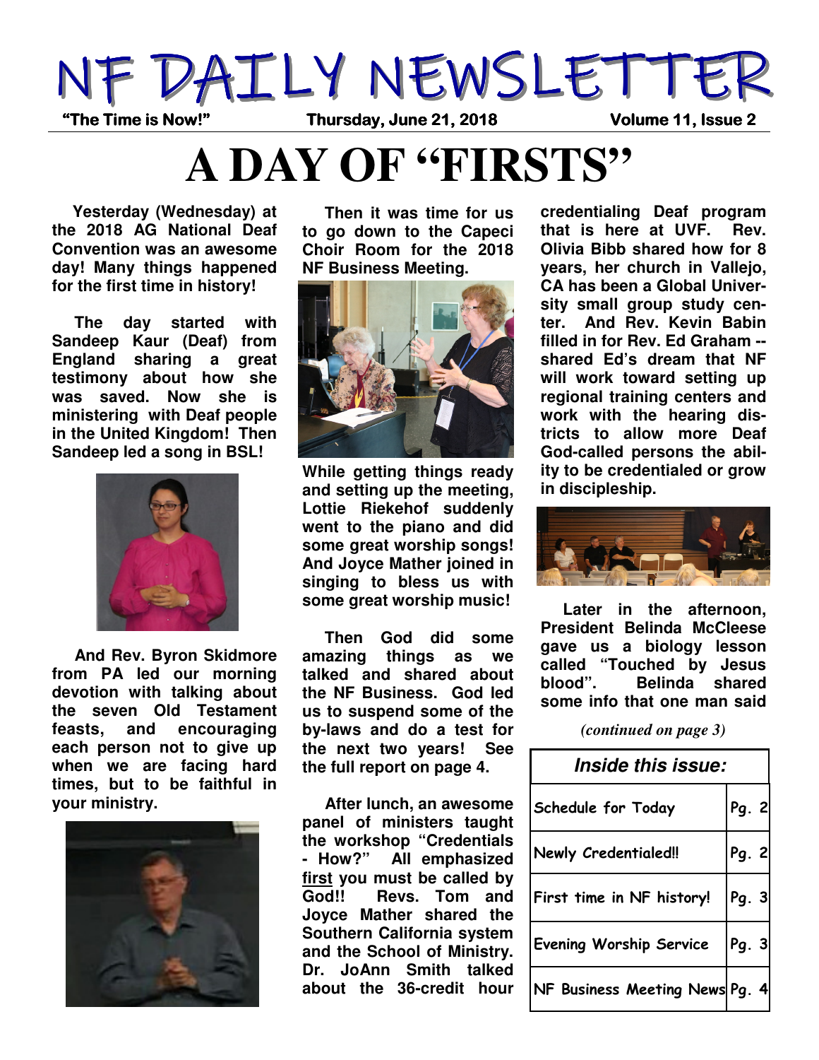# NF DAILY NEWSLETTER

"The Time is Now!" Thursday, June 21, 2018 Volume 11, Issue 2

# A DAY OF "FIRSTS"

**Yesterday (Wednesday) at the 2018 AG National Deaf Convention was an awesome day! Many things happened for the first time in history!**

**The day started with Sandeep Kaur (Deaf) from England sharing a great testimony about how she was saved. Now she is ministering with Deaf people in the United Kingdom! Then Sandeep led a song in BSL!**

**And Rev. Byron Skidmore from PA led our morning devotion with talking about the seven Old Testament feasts, and encouraging each person not to give up when we are facing hard times, but to be faithful in your ministry.**

**Then it was time for us to go down to the Capeci Choir Room for the 2018 NF Business Meeting.**

**While getting things ready and setting up the meeting, Lottie Riekehof suddenly went to the piano and did some great worship songs! And Joyce Mather joined in singing to bless us with some great worship music!**

**Then God did some amazing things as we talked and shared about the NF Business. God led us to suspend some of the by-laws and do a test for the next two years! See the full report on page 4.**

**After lunch, an awesome panel of ministers taught the workshop "Credentials - How?" All emphasized <u>first</u> you must be called by God!! Revs. Tom and Joyce Mather shared the Southern California system and the School of Ministry. Dr. JoAnn Smith talked about the 36-credit hour credentialing Deaf program that is here at UVF. Rev. Olivia Bibb shared how for 8 years, her church in Vallejo, CA has been a Global University small group study center. And Rev. Kevin Babin filled in for Rev. Ed Graham -- shared Ed's dream that NF will work toward setting up regional training centers and work with the hearing districts to allow more Deaf God-called persons the ability to be credentialed or grow in discipleship.**

**Later in the afternoon, President Belinda McCleese gave us a biology lesson called "Touched by Jesus blood". Belinda shared some info that one man said**

*(continued on page 3)*

| *Inside this issue:* | |
|---|---|
| Schedule for Today | Pg. 2 |
| Newly Credentialed!! | Pg. 2 |
| First time in NF history! | Pg. 3 |
| Evening Worship Service | Pg. 3 |
| NF Business Meeting News | Pg. 4 |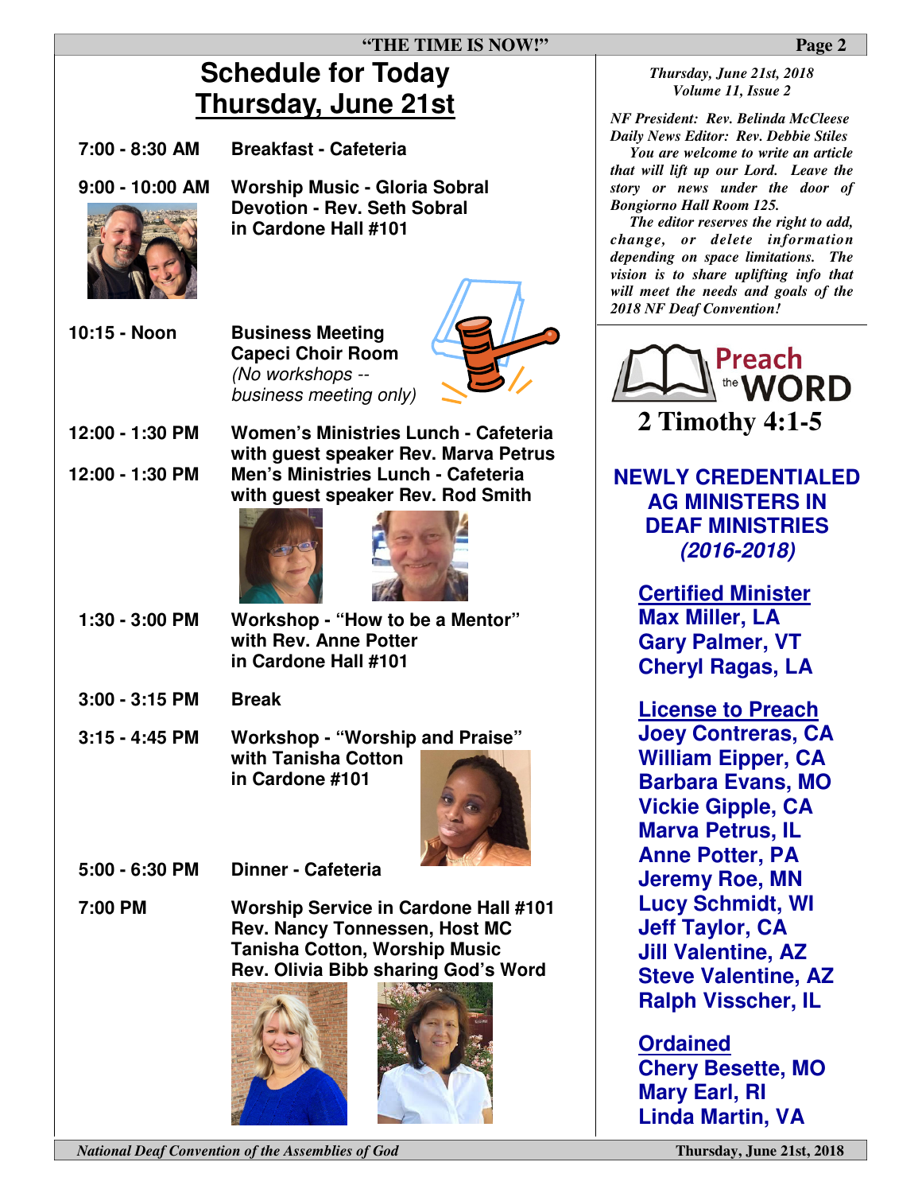# Schedule for Today
## Thursday, June 21st

**7:00 - 8:30 AM** — **Breakfast - Cafeteria**

**9:00 - 10:00 AM** — **Worship Music - Gloria Sobral**
**Devotion - Rev. Seth Sobral**
**in Cardone Hall #101**

**10:15 - Noon** — **Business Meeting**
**Capeci Choir Room**
*(No workshops -- business meeting only)*

**12:00 - 1:30 PM** — **Women's Ministries Lunch - Cafeteria with guest speaker Rev. Marva Petrus**

**12:00 - 1:30 PM** — **Men's Ministries Lunch - Cafeteria with guest speaker Rev. Rod Smith**

**1:30 - 3:00 PM** — **Workshop - "How to be a Mentor" with Rev. Anne Potter in Cardone Hall #101**

**3:00 - 3:15 PM** — **Break**

**3:15 - 4:45 PM** — **Workshop - "Worship and Praise" with Tanisha Cotton in Cardone #101**

**5:00 - 6:30 PM** — **Dinner - Cafeteria**

**7:00 PM** — **Worship Service in Cardone Hall #101**
**Rev. Nancy Tonnessen, Host MC**
**Tanisha Cotton, Worship Music**
**Rev. Olivia Bibb sharing God's Word**

*Thursday, June 21st, 2018*
*Volume 11, Issue 2*

*NF President: Rev. Belinda McCleese*
*Daily News Editor: Rev. Debbie Stiles*

*You are welcome to write an article that will lift up our Lord. Leave the story or news under the door of Bongiorno Hall Room 125.*

*The editor reserves the right to add, change, or delete information depending on space limitations. The vision is to share uplifting info that will meet the needs and goals of the 2018 NF Deaf Convention!*

**Preach the WORD**

**2 Timothy 4:1-5**

## NEWLY CREDENTIALED AG MINISTERS IN DEAF MINISTRIES *(2016-2018)*

**Certified Minister**
- Max Miller, LA
- Gary Palmer, VT
- Cheryl Ragas, LA

**License to Preach**
- Joey Contreras, CA
- William Eipper, CA
- Barbara Evans, MO
- Vickie Gipple, CA
- Marva Petrus, IL
- Anne Potter, PA
- Jeremy Roe, MN
- Lucy Schmidt, WI
- Jeff Taylor, CA
- Jill Valentine, AZ
- Steve Valentine, AZ
- Ralph Visscher, IL

**Ordained**
- Chery Besette, MO
- Mary Earl, RI
- Linda Martin, VA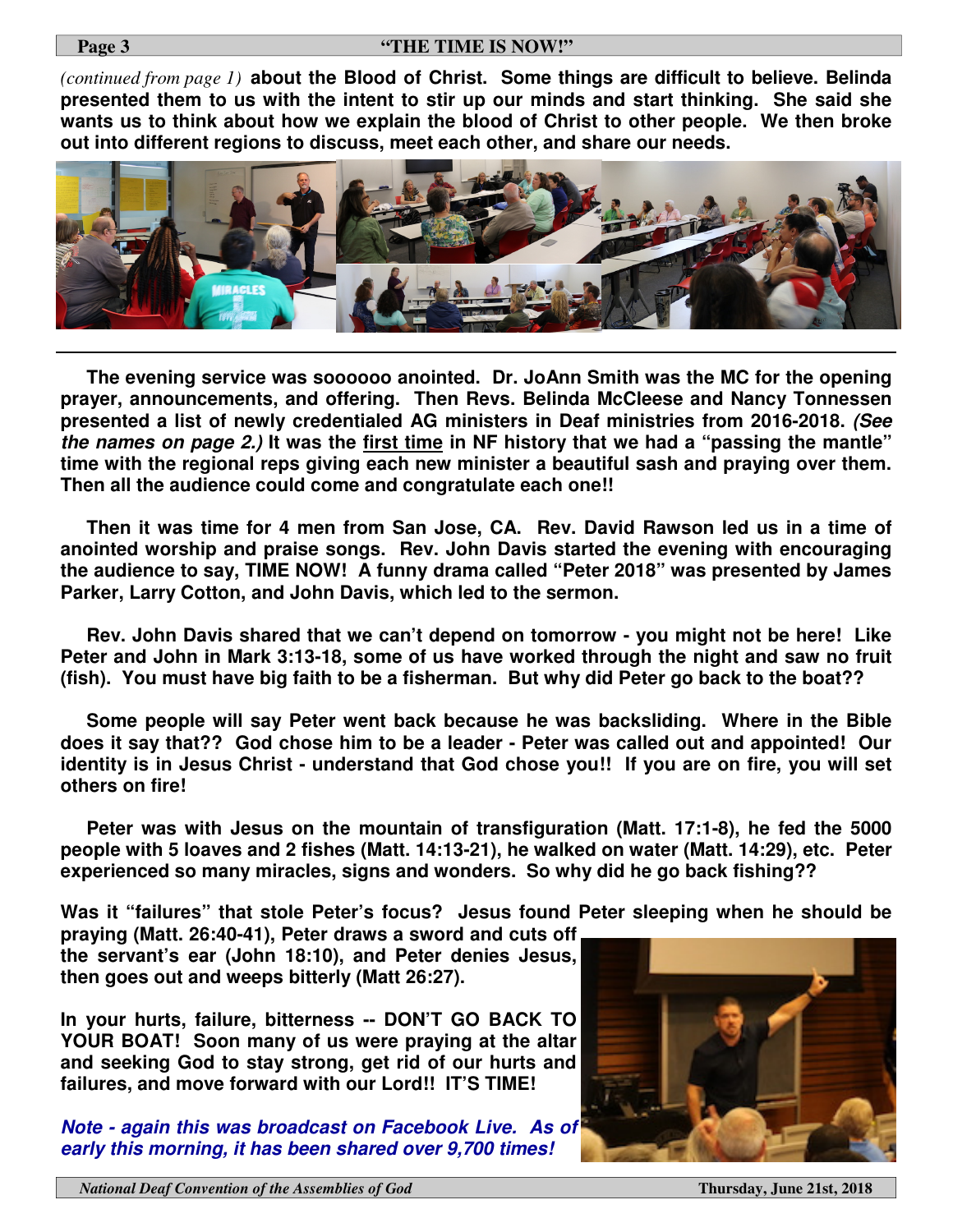*(continued from page 1)* **about the Blood of Christ. Some things are difficult to believe. Belinda presented them to us with the intent to stir up our minds and start thinking. She said she wants us to think about how we explain the blood of Christ to other people. We then broke out into different regions to discuss, meet each other, and share our needs.**

**The evening service was soooooo anointed. Dr. JoAnn Smith was the MC for the opening prayer, announcements, and offering. Then Revs. Belinda McCleese and Nancy Tonnessen presented a list of newly credentialed AG ministers in Deaf ministries from 2016-2018. *(See the names on page 2.)* It was the <u>first time</u> in NF history that we had a "passing the mantle" time with the regional reps giving each new minister a beautiful sash and praying over them. Then all the audience could come and congratulate each one!!**

**Then it was time for 4 men from San Jose, CA. Rev. David Rawson led us in a time of anointed worship and praise songs. Rev. John Davis started the evening with encouraging the audience to say, TIME NOW! A funny drama called "Peter 2018" was presented by James Parker, Larry Cotton, and John Davis, which led to the sermon.**

**Rev. John Davis shared that we can't depend on tomorrow - you might not be here! Like Peter and John in Mark 3:13-18, some of us have worked through the night and saw no fruit (fish). You must have big faith to be a fisherman. But why did Peter go back to the boat??**

**Some people will say Peter went back because he was backsliding. Where in the Bible does it say that?? God chose him to be a leader - Peter was called out and appointed! Our identity is in Jesus Christ - understand that God chose you!! If you are on fire, you will set others on fire!**

**Peter was with Jesus on the mountain of transfiguration (Matt. 17:1-8), he fed the 5000 people with 5 loaves and 2 fishes (Matt. 14:13-21), he walked on water (Matt. 14:29), etc. Peter experienced so many miracles, signs and wonders. So why did he go back fishing??**

**Was it "failures" that stole Peter's focus? Jesus found Peter sleeping when he should be praying (Matt. 26:40-41), Peter draws a sword and cuts off the servant's ear (John 18:10), and Peter denies Jesus, then goes out and weeps bitterly (Matt 26:27).**

**In your hurts, failure, bitterness -- DON'T GO BACK TO YOUR BOAT! Soon many of us were praying at the altar and seeking God to stay strong, get rid of our hurts and failures, and move forward with our Lord!! IT'S TIME!**

***Note - again this was broadcast on Facebook Live. As of early this morning, it has been shared over 9,700 times!***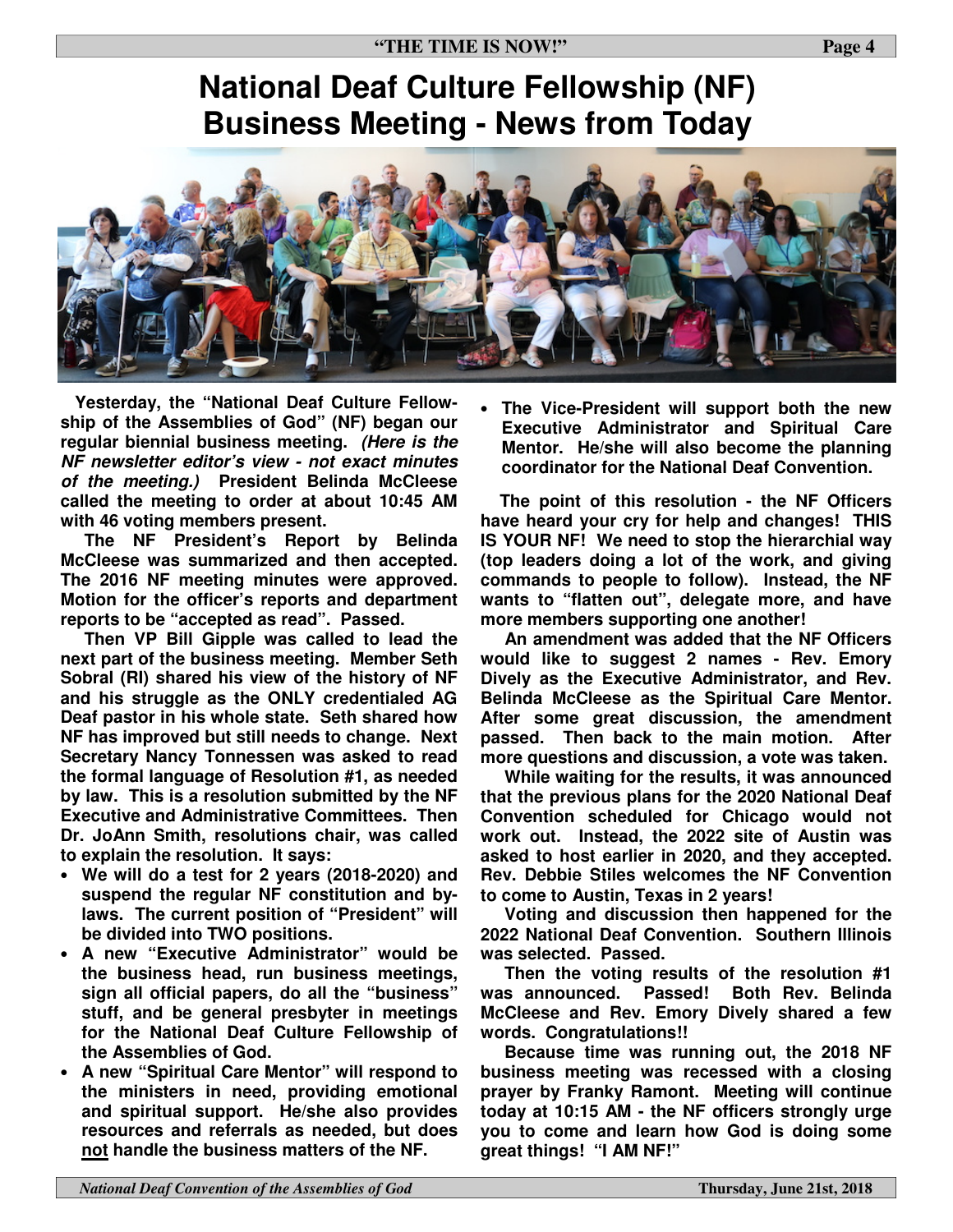// Agent: the prompt says no images were detected, so the photo is omitted (no image_ref). Running header/footer omitted.
# National Deaf Culture Fellowship (NF) Business Meeting - News from Today

**Yesterday, the "National Deaf Culture Fellowship of the Assemblies of God" (NF) began our regular biennial business meeting.** ***(Here is the NF newsletter editor's view - not exact minutes of the meeting.)*** **President Belinda McCleese called the meeting to order at about 10:45 AM with 46 voting members present.**

**The NF President's Report by Belinda McCleese was summarized and then accepted. The 2016 NF meeting minutes were approved. Motion for the officer's reports and department reports to be "accepted as read". Passed.**

**Then VP Bill Gipple was called to lead the next part of the business meeting. Member Seth Sobral (RI) shared his view of the history of NF and his struggle as the ONLY credentialed AG Deaf pastor in his whole state. Seth shared how NF has improved but still needs to change. Next Secretary Nancy Tonnessen was asked to read the formal language of Resolution #1, as needed by law. This is a resolution submitted by the NF Executive and Administrative Committees. Then Dr. JoAnn Smith, resolutions chair, was called to explain the resolution. It says:**

- **We will do a test for 2 years (2018-2020) and suspend the regular NF constitution and by-laws. The current position of "President" will be divided into TWO positions.**
- **A new "Executive Administrator" would be the business head, run business meetings, sign all official papers, do all the "business" stuff, and be general presbyter in meetings for the National Deaf Culture Fellowship of the Assemblies of God.**
- **A new "Spiritual Care Mentor" will respond to the ministers in need, providing emotional and spiritual support. He/she also provides resources and referrals as needed, but does <u>not</u> handle the business matters of the NF.**
- **The Vice-President will support both the new Executive Administrator and Spiritual Care Mentor. He/she will also become the planning coordinator for the National Deaf Convention.**

**The point of this resolution - the NF Officers have heard your cry for help and changes! THIS IS YOUR NF! We need to stop the hierarchial way (top leaders doing a lot of the work, and giving commands to people to follow). Instead, the NF wants to "flatten out", delegate more, and have more members supporting one another!**

**An amendment was added that the NF Officers would like to suggest 2 names - Rev. Emory Dively as the Executive Administrator, and Rev. Belinda McCleese as the Spiritual Care Mentor. After some great discussion, the amendment passed. Then back to the main motion. After more questions and discussion, a vote was taken.**

**While waiting for the results, it was announced that the previous plans for the 2020 National Deaf Convention scheduled for Chicago would not work out. Instead, the 2022 site of Austin was asked to host earlier in 2020, and they accepted. Rev. Debbie Stiles welcomes the NF Convention to come to Austin, Texas in 2 years!**

**Voting and discussion then happened for the 2022 National Deaf Convention. Southern Illinois was selected. Passed.**

**Then the voting results of the resolution #1 was announced. Passed! Both Rev. Belinda McCleese and Rev. Emory Dively shared a few words. Congratulations!!**

**Because time was running out, the 2018 NF business meeting was recessed with a closing prayer by Franky Ramont. Meeting will continue today at 10:15 AM - the NF officers strongly urge you to come and learn how God is doing some great things! "I AM NF!"**